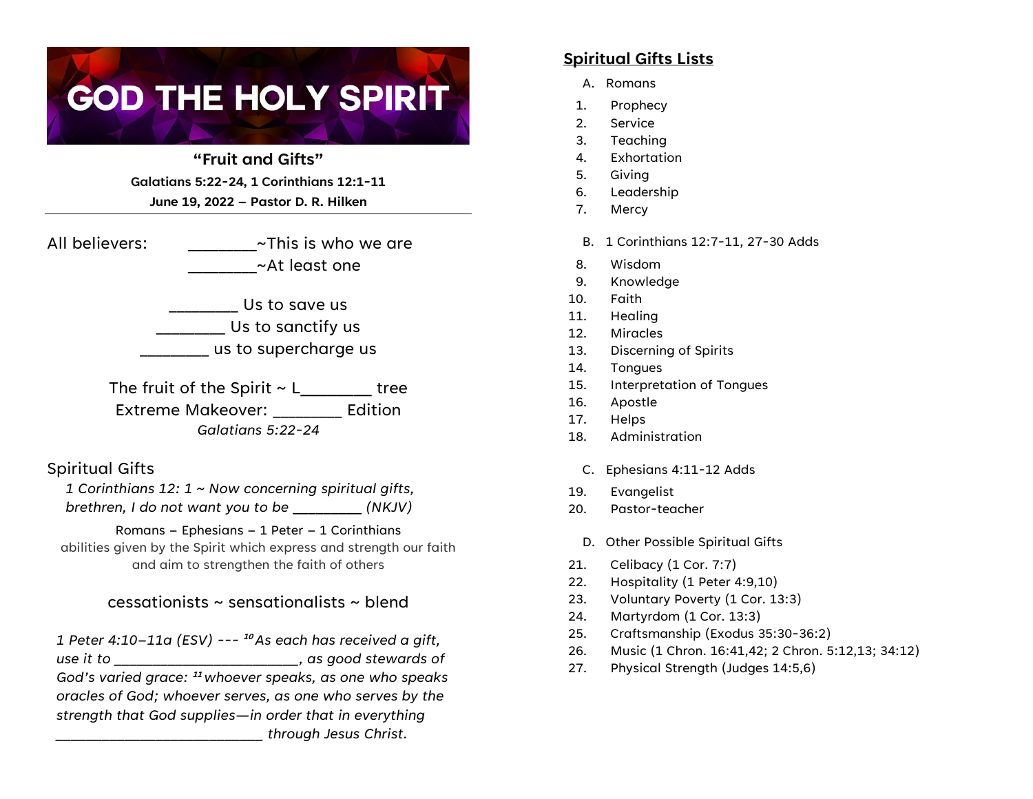# GOD THE HOLY SPIRIT

**"Fruit and Gifts"**

**Galatians 5:22-24, 1 Corinthians 12:1-11**

**June 19, 2022 – Pastor D. R. Hilken**

---

All believers: ________~This is who we are

________~At least one

________ Us to save us

________ Us to sanctify us

________ us to supercharge us

The fruit of the Spirit ~ L________ tree

Extreme Makeover: ________ Edition

*Galatians 5:22-24*

## Spiritual Gifts

*1 Corinthians 12: 1 ~ Now concerning spiritual gifts, brethren, I do not want you to be ________ (NKJV)*

Romans – Ephesians – 1 Peter – 1 Corinthians

abilities given by the Spirit which express and strength our faith and aim to strengthen the faith of others

cessationists ~ sensationalists ~ blend

*1 Peter 4:10–11a (ESV) --- [10] As each has received a gift, use it to ________________________, as good stewards of God's varied grace: [11] whoever speaks, as one who speaks oracles of God; whoever serves, as one who serves by the strength that God supplies—in order that in everything ___________________________ through Jesus Christ.*

## Spiritual Gifts Lists

A. Romans

1. Prophecy
2. Service
3. Teaching
4. Exhortation
5. Giving
6. Leadership
7. Mercy

B. 1 Corinthians 12:7-11, 27-30 Adds

8. Wisdom
9. Knowledge
10. Faith
11. Healing
12. Miracles
13. Discerning of Spirits
14. Tongues
15. Interpretation of Tongues
16. Apostle
17. Helps
18. Administration

C. Ephesians 4:11-12 Adds

19. Evangelist
20. Pastor-teacher

D. Other Possible Spiritual Gifts

21. Celibacy (1 Cor. 7:7)
22. Hospitality (1 Peter 4:9,10)
23. Voluntary Poverty (1 Cor. 13:3)
24. Martyrdom (1 Cor. 13:3)
25. Craftsmanship (Exodus 35:30-36:2)
26. Music (1 Chron. 16:41,42; 2 Chron. 5:12,13; 34:12)
27. Physical Strength (Judges 14:5,6)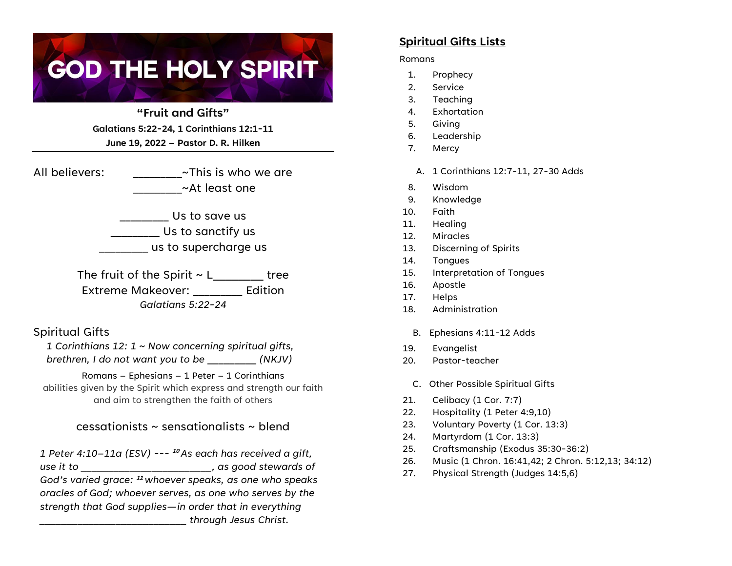# GOD THE HOLY SPIRIT

**"Fruit and Gifts"**

**Galatians 5:22-24, 1 Corinthians 12:1-11**

**June 19, 2022 – Pastor D. R. Hilken**

---

All believers: ________~This is who we are
________~At least one

________ Us to save us
________ Us to sanctify us
________ us to supercharge us

The fruit of the Spirit ~ L________ tree
Extreme Makeover: ________ Edition
*Galatians 5:22-24*

## Spiritual Gifts

*1 Corinthians 12: 1 ~ Now concerning spiritual gifts, brethren, I do not want you to be ________ (NKJV)*

Romans – Ephesians – 1 Peter – 1 Corinthians
abilities given by the Spirit which express and strength our faith and aim to strengthen the faith of others

cessationists ~ sensationalists ~ blend

*1 Peter 4:10–11a (ESV) --- [10] As each has received a gift, use it to ________________________, as good stewards of God's varied grace: [11] whoever speaks, as one who speaks oracles of God; whoever serves, as one who serves by the strength that God supplies—in order that in everything ___________________________ through Jesus Christ.*

## Spiritual Gifts Lists

Romans

1. Prophecy
2. Service
3. Teaching
4. Exhortation
5. Giving
6. Leadership
7. Mercy

A. 1 Corinthians 12:7-11, 27-30 Adds

8. Wisdom
9. Knowledge
10. Faith
11. Healing
12. Miracles
13. Discerning of Spirits
14. Tongues
15. Interpretation of Tongues
16. Apostle
17. Helps
18. Administration

B. Ephesians 4:11-12 Adds

19. Evangelist
20. Pastor-teacher

C. Other Possible Spiritual Gifts

21. Celibacy (1 Cor. 7:7)
22. Hospitality (1 Peter 4:9,10)
23. Voluntary Poverty (1 Cor. 13:3)
24. Martyrdom (1 Cor. 13:3)
25. Craftsmanship (Exodus 35:30-36:2)
26. Music (1 Chron. 16:41,42; 2 Chron. 5:12,13; 34:12)
27. Physical Strength (Judges 14:5,6)